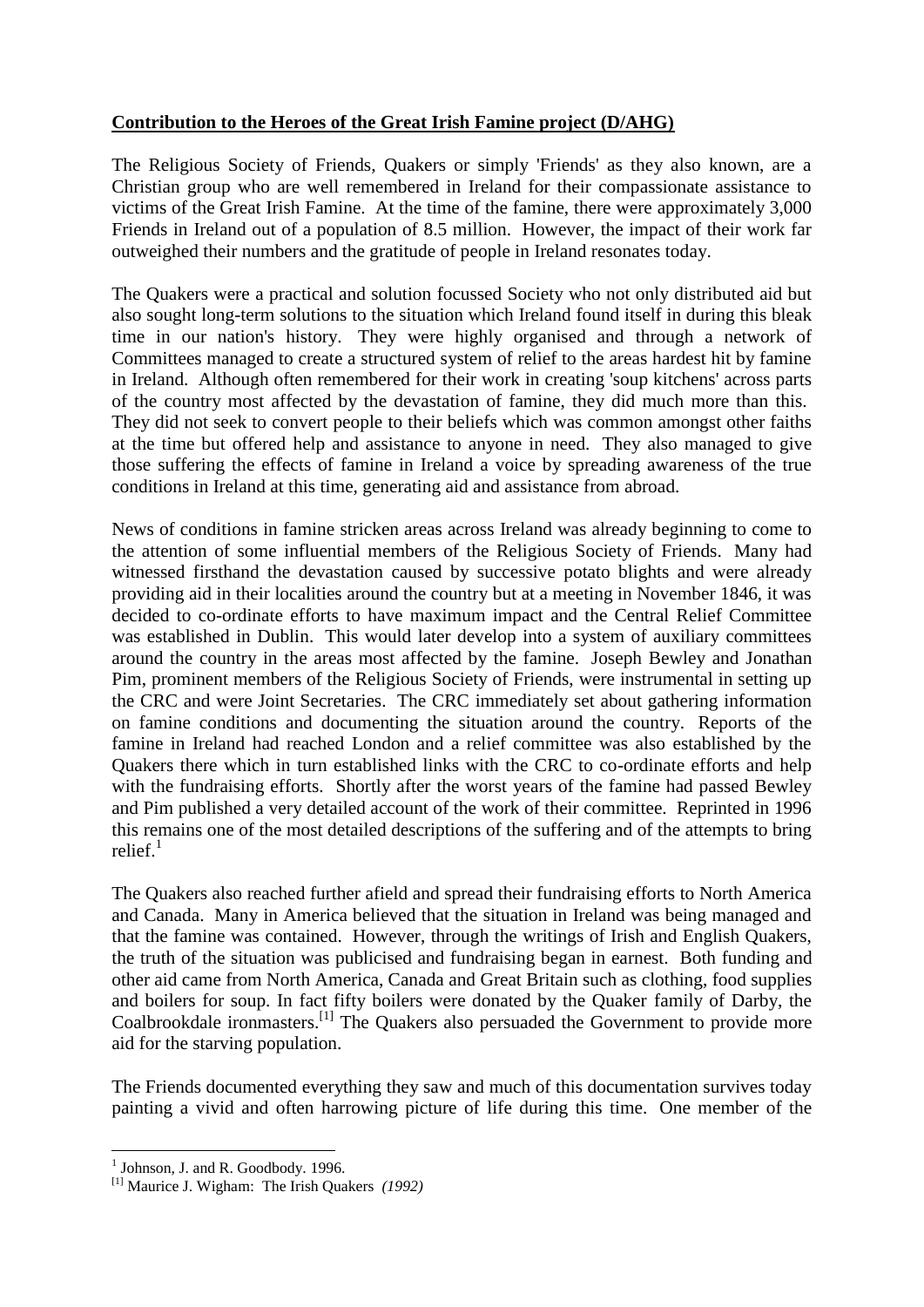**Contribution to the Heroes of the Great Irish Famine project (D/AHG)**

The Religious Society of Friends, Quakers or simply 'Friends' as they also known, are a Christian group who are well remembered in Ireland for their compassionate assistance to victims of the Great Irish Famine. At the time of the famine, there were approximately 3,000 Friends in Ireland out of a population of 8.5 million. However, the impact of their work far outweighed their numbers and the gratitude of people in Ireland resonates today.

The Quakers were a practical and solution focussed Society who not only distributed aid but also sought long-term solutions to the situation which Ireland found itself in during this bleak time in our nation's history. They were highly organised and through a network of Committees managed to create a structured system of relief to the areas hardest hit by famine in Ireland. Although often remembered for their work in creating 'soup kitchens' across parts of the country most affected by the devastation of famine, they did much more than this. They did not seek to convert people to their beliefs which was common amongst other faiths at the time but offered help and assistance to anyone in need. They also managed to give those suffering the effects of famine in Ireland a voice by spreading awareness of the true conditions in Ireland at this time, generating aid and assistance from abroad.

News of conditions in famine stricken areas across Ireland was already beginning to come to the attention of some influential members of the Religious Society of Friends. Many had witnessed firsthand the devastation caused by successive potato blights and were already providing aid in their localities around the country but at a meeting in November 1846, it was decided to co-ordinate efforts to have maximum impact and the Central Relief Committee was established in Dublin. This would later develop into a system of auxiliary committees around the country in the areas most affected by the famine. Joseph Bewley and Jonathan Pim, prominent members of the Religious Society of Friends, were instrumental in setting up the CRC and were Joint Secretaries. The CRC immediately set about gathering information on famine conditions and documenting the situation around the country. Reports of the famine in Ireland had reached London and a relief committee was also established by the Quakers there which in turn established links with the CRC to co-ordinate efforts and help with the fundraising efforts. Shortly after the worst years of the famine had passed Bewley and Pim published a very detailed account of the work of their committee. Reprinted in 1996 this remains one of the most detailed descriptions of the suffering and of the attempts to bring relief.[1]

The Quakers also reached further afield and spread their fundraising efforts to North America and Canada. Many in America believed that the situation in Ireland was being managed and that the famine was contained. However, through the writings of Irish and English Quakers, the truth of the situation was publicised and fundraising began in earnest. Both funding and other aid came from North America, Canada and Great Britain such as clothing, food supplies and boilers for soup. In fact fifty boilers were donated by the Quaker family of Darby, the Coalbrookdale ironmasters.[1] The Quakers also persuaded the Government to provide more aid for the starving population.

The Friends documented everything they saw and much of this documentation survives today painting a vivid and often harrowing picture of life during this time. One member of the

[1] Johnson, J. and R. Goodbody. 1996.

[1] Maurice J. Wigham: The Irish Quakers *(1992)*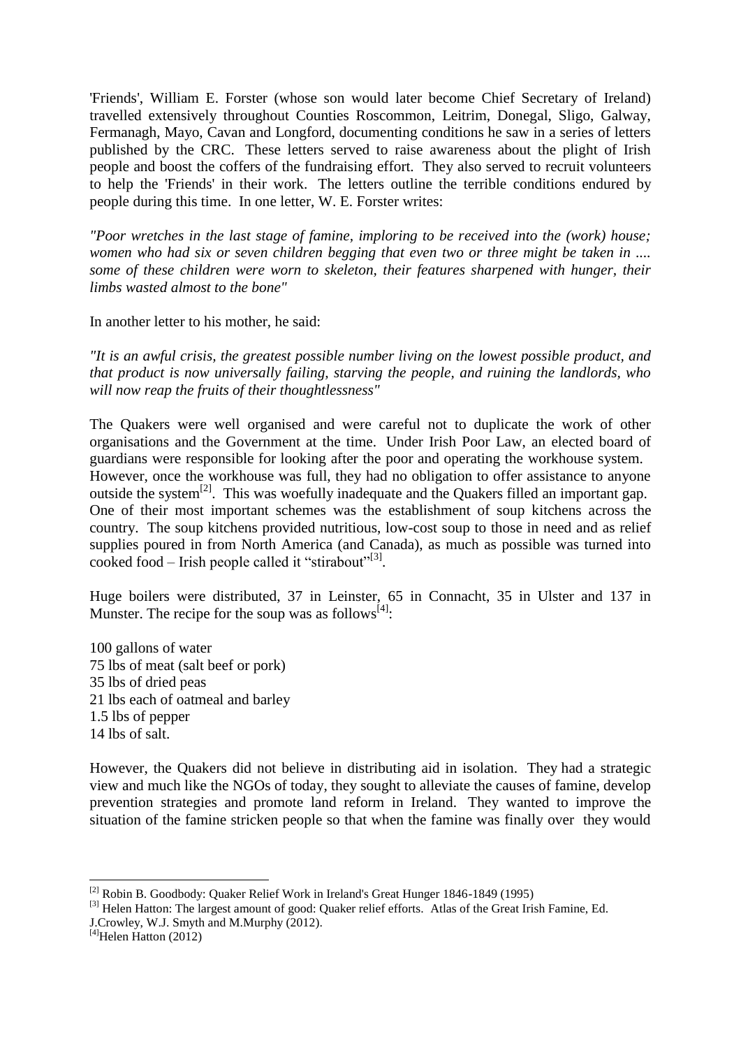'Friends', William E. Forster (whose son would later become Chief Secretary of Ireland) travelled extensively throughout Counties Roscommon, Leitrim, Donegal, Sligo, Galway, Fermanagh, Mayo, Cavan and Longford, documenting conditions he saw in a series of letters published by the CRC. These letters served to raise awareness about the plight of Irish people and boost the coffers of the fundraising effort. They also served to recruit volunteers to help the 'Friends' in their work. The letters outline the terrible conditions endured by people during this time. In one letter, W. E. Forster writes:

*"Poor wretches in the last stage of famine, imploring to be received into the (work) house; women who had six or seven children begging that even two or three might be taken in .... some of these children were worn to skeleton, their features sharpened with hunger, their limbs wasted almost to the bone"*

In another letter to his mother, he said:

*"It is an awful crisis, the greatest possible number living on the lowest possible product, and that product is now universally failing, starving the people, and ruining the landlords, who will now reap the fruits of their thoughtlessness"*

The Quakers were well organised and were careful not to duplicate the work of other organisations and the Government at the time. Under Irish Poor Law, an elected board of guardians were responsible for looking after the poor and operating the workhouse system. However, once the workhouse was full, they had no obligation to offer assistance to anyone outside the system[2]. This was woefully inadequate and the Quakers filled an important gap. One of their most important schemes was the establishment of soup kitchens across the country. The soup kitchens provided nutritious, low-cost soup to those in need and as relief supplies poured in from North America (and Canada), as much as possible was turned into cooked food – Irish people called it "stirabout"[3].

Huge boilers were distributed, 37 in Leinster, 65 in Connacht, 35 in Ulster and 137 in Munster. The recipe for the soup was as follows[4]:

100 gallons of water
75 lbs of meat (salt beef or pork)
35 lbs of dried peas
21 lbs each of oatmeal and barley
1.5 lbs of pepper
14 lbs of salt.

However, the Quakers did not believe in distributing aid in isolation. They had a strategic view and much like the NGOs of today, they sought to alleviate the causes of famine, develop prevention strategies and promote land reform in Ireland. They wanted to improve the situation of the famine stricken people so that when the famine was finally over they would

---

[2] Robin B. Goodbody: Quaker Relief Work in Ireland's Great Hunger 1846-1849 (1995)

[3] Helen Hatton: The largest amount of good: Quaker relief efforts. Atlas of the Great Irish Famine, Ed. J.Crowley, W.J. Smyth and M.Murphy (2012).

[4] Helen Hatton (2012)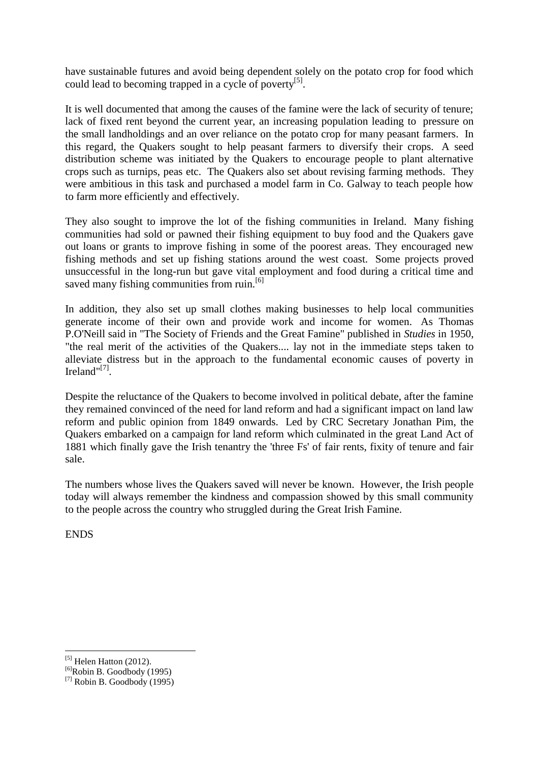have sustainable futures and avoid being dependent solely on the potato crop for food which could lead to becoming trapped in a cycle of poverty[5].

It is well documented that among the causes of the famine were the lack of security of tenure; lack of fixed rent beyond the current year, an increasing population leading to pressure on the small landholdings and an over reliance on the potato crop for many peasant farmers. In this regard, the Quakers sought to help peasant farmers to diversify their crops. A seed distribution scheme was initiated by the Quakers to encourage people to plant alternative crops such as turnips, peas etc. The Quakers also set about revising farming methods. They were ambitious in this task and purchased a model farm in Co. Galway to teach people how to farm more efficiently and effectively.

They also sought to improve the lot of the fishing communities in Ireland. Many fishing communities had sold or pawned their fishing equipment to buy food and the Quakers gave out loans or grants to improve fishing in some of the poorest areas. They encouraged new fishing methods and set up fishing stations around the west coast. Some projects proved unsuccessful in the long-run but gave vital employment and food during a critical time and saved many fishing communities from ruin.[6]

In addition, they also set up small clothes making businesses to help local communities generate income of their own and provide work and income for women. As Thomas P.O'Neill said in "The Society of Friends and the Great Famine" published in *Studies* in 1950, "the real merit of the activities of the Quakers.... lay not in the immediate steps taken to alleviate distress but in the approach to the fundamental economic causes of poverty in Ireland"[7].

Despite the reluctance of the Quakers to become involved in political debate, after the famine they remained convinced of the need for land reform and had a significant impact on land law reform and public opinion from 1849 onwards. Led by CRC Secretary Jonathan Pim, the Quakers embarked on a campaign for land reform which culminated in the great Land Act of 1881 which finally gave the Irish tenantry the 'three Fs' of fair rents, fixity of tenure and fair sale.

The numbers whose lives the Quakers saved will never be known. However, the Irish people today will always remember the kindness and compassion showed by this small community to the people across the country who struggled during the Great Irish Famine.

ENDS

---

[5] Helen Hatton (2012).

[6] Robin B. Goodbody (1995)

[7] Robin B. Goodbody (1995)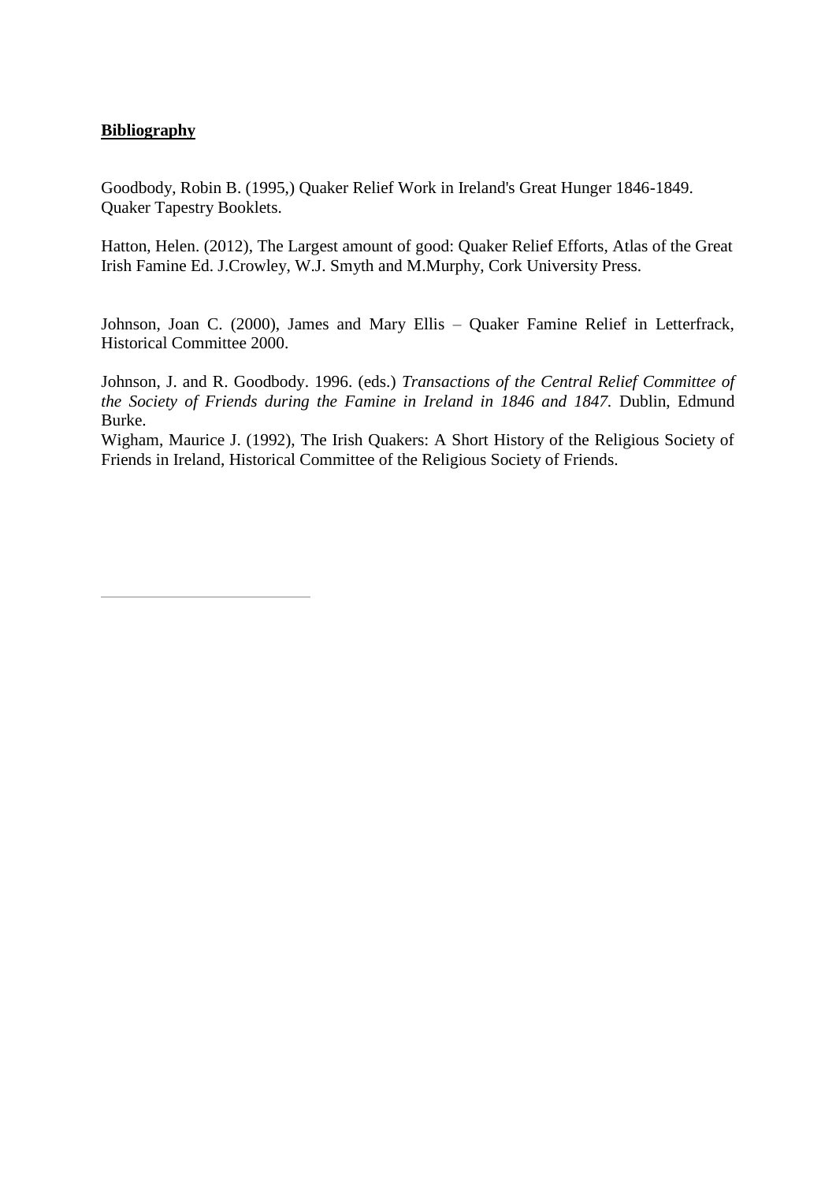**Bibliography**

Goodbody, Robin B. (1995,) Quaker Relief Work in Ireland's Great Hunger 1846-1849. Quaker Tapestry Booklets.

Hatton, Helen. (2012), The Largest amount of good: Quaker Relief Efforts, Atlas of the Great Irish Famine Ed. J.Crowley, W.J. Smyth and M.Murphy, Cork University Press.

Johnson, Joan C. (2000), James and Mary Ellis – Quaker Famine Relief in Letterfrack, Historical Committee 2000.

Johnson, J. and R. Goodbody. 1996. (eds.) *Transactions of the Central Relief Committee of the Society of Friends during the Famine in Ireland in 1846 and 1847.* Dublin, Edmund Burke.

Wigham, Maurice J. (1992), The Irish Quakers: A Short History of the Religious Society of Friends in Ireland, Historical Committee of the Religious Society of Friends.